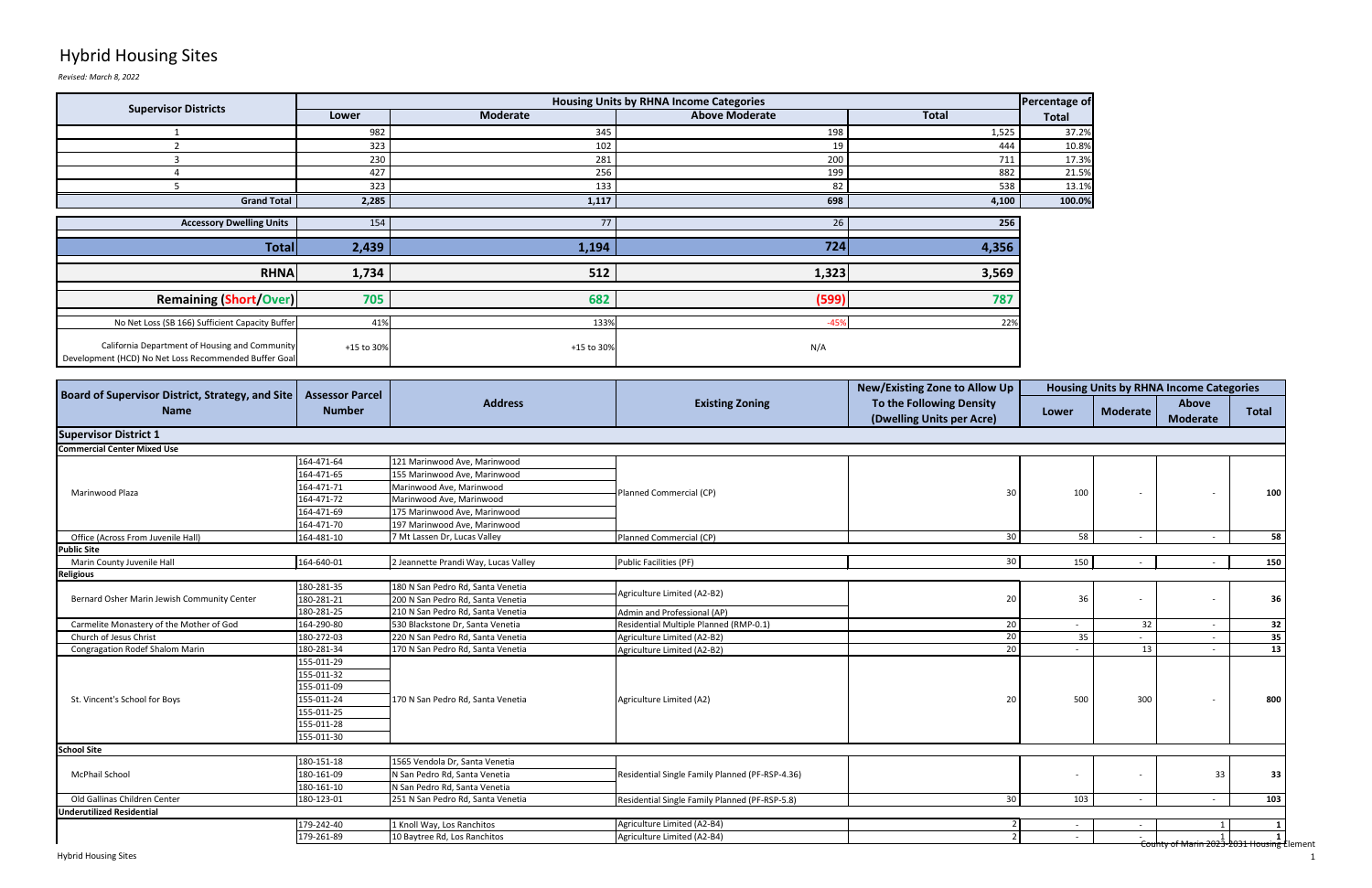# Hybrid Housing Sites

*Revised: March 8, 2022*

| Supervisor Districts | Housing Units by RHNA Income Categories | | | | Percentage of |
|---|---|---|---|---|---|
| | Lower | Moderate | Above Moderate | Total | Total |
| 1 | 982 | 345 | 198 | 1,525 | 37.2% |
| 2 | 323 | 102 | 19 | 444 | 10.8% |
| 3 | 230 | 281 | 200 | 711 | 17.3% |
| 4 | 427 | 256 | 199 | 882 | 21.5% |
| 5 | 323 | 133 | 82 | 538 | 13.1% |
| **Grand Total** | **2,285** | **1,117** | **698** | **4,100** | **100.0%** |
| **Accessory Dwelling Units** | 154 | 77 | 26 | **256** | |
| **Total** | **2,439** | **1,194** | **724** | **4,356** | |
| **RHNA** | **1,734** | **512** | **1,323** | **3,569** | |
| **Remaining (Short/Over)** | **705** | **682** | **(599)** | **787** | |
| No Net Loss (SB 166) Sufficient Capacity Buffer | 41% | 133% | -45% | 22% | |
| California Department of Housing and Community Development (HCD) No Net Loss Recommended Buffer Goal | +15 to 30% | +15 to 30% | N/A | | |

| Board of Supervisor District, Strategy, and Site Name | Assessor Parcel Number | Address | Existing Zoning | New/Existing Zone to Allow Up To the Following Density (Dwelling Units per Acre) | Housing Units by RHNA Income Categories | | | |
|---|---|---|---|---|---|---|---|---|
| | | | | | Lower | Moderate | Above Moderate | Total |
| **Supervisor District 1** | | | | | | | | |
| **Commercial Center Mixed Use** | | | | | | | | |
| Marinwood Plaza | 164-471-64 | 121 Marinwood Ave, Marinwood | Planned Commercial (CP) | 30 | 100 | - | - | **100** |
| | 164-471-65 | 155 Marinwood Ave, Marinwood | | | | | | |
| | 164-471-71 | Marinwood Ave, Marinwood | | | | | | |
| | 164-471-72 | Marinwood Ave, Marinwood | | | | | | |
| | 164-471-69 | 175 Marinwood Ave, Marinwood | | | | | | |
| | 164-471-70 | 197 Marinwood Ave, Marinwood | | | | | | |
| Office (Across From Juvenile Hall) | 164-481-10 | 7 Mt Lassen Dr, Lucas Valley | Planned Commercial (CP) | 30 | 58 | - | - | **58** |
| **Public Site** | | | | | | | | |
| Marin County Juvenile Hall | 164-640-01 | 2 Jeannette Prandi Way, Lucas Valley | Public Facilities (PF) | 30 | 150 | - | - | **150** |
| **Religious** | | | | | | | | |
| Bernard Osher Marin Jewish Community Center | 180-281-35 | 180 N San Pedro Rd, Santa Venetia | Agriculture Limited (A2-B2) | 20 | 36 | - | - | **36** |
| | 180-281-21 | 200 N San Pedro Rd, Santa Venetia | | | | | | |
| | 180-281-25 | 210 N San Pedro Rd, Santa Venetia | Admin and Professional (AP) | | | | | |
| Carmelite Monastery of the Mother of God | 164-290-80 | 530 Blackstone Dr, Santa Venetia | Residential Multiple Planned (RMP-0.1) | 20 | - | 32 | - | **32** |
| Church of Jesus Christ | 180-272-03 | 220 N San Pedro Rd, Santa Venetia | Agriculture Limited (A2-B2) | 20 | 35 | - | - | **35** |
| Congragation Rodef Shalom Marin | 180-281-34 | 170 N San Pedro Rd, Santa Venetia | Agriculture Limited (A2-B2) | 20 | - | 13 | - | **13** |
| St. Vincent's School for Boys | 155-011-29 | 170 N San Pedro Rd, Santa Venetia | Agriculture Limited (A2) | 20 | 500 | 300 | - | **800** |
| | 155-011-32 | | | | | | | |
| | 155-011-09 | | | | | | | |
| | 155-011-24 | | | | | | | |
| | 155-011-25 | | | | | | | |
| | 155-011-28 | | | | | | | |
| | 155-011-30 | | | | | | | |
| **School Site** | | | | | | | | |
| McPhail School | 180-151-18 | 1565 Vendola Dr, Santa Venetia | Residential Single Family Planned (PF-RSP-4.36) | | - | - | 33 | **33** |
| | 180-161-09 | N San Pedro Rd, Santa Venetia | | | | | | |
| | 180-161-10 | N San Pedro Rd, Santa Venetia | | | | | | |
| Old Gallinas Children Center | 180-123-01 | 251 N San Pedro Rd, Santa Venetia | Residential Single Family Planned (PF-RSP-5.8) | 30 | 103 | - | - | **103** |
| **Underutilized Residential** | | | | | | | | |
| | 179-242-40 | 1 Knoll Way, Los Ranchitos | Agriculture Limited (A2-B4) | 2 | - | - | 1 | **1** |
| | 179-261-89 | 10 Baytree Rd, Los Ranchitos | Agriculture Limited (A2-B4) | 2 | - | - | 1 | **1** |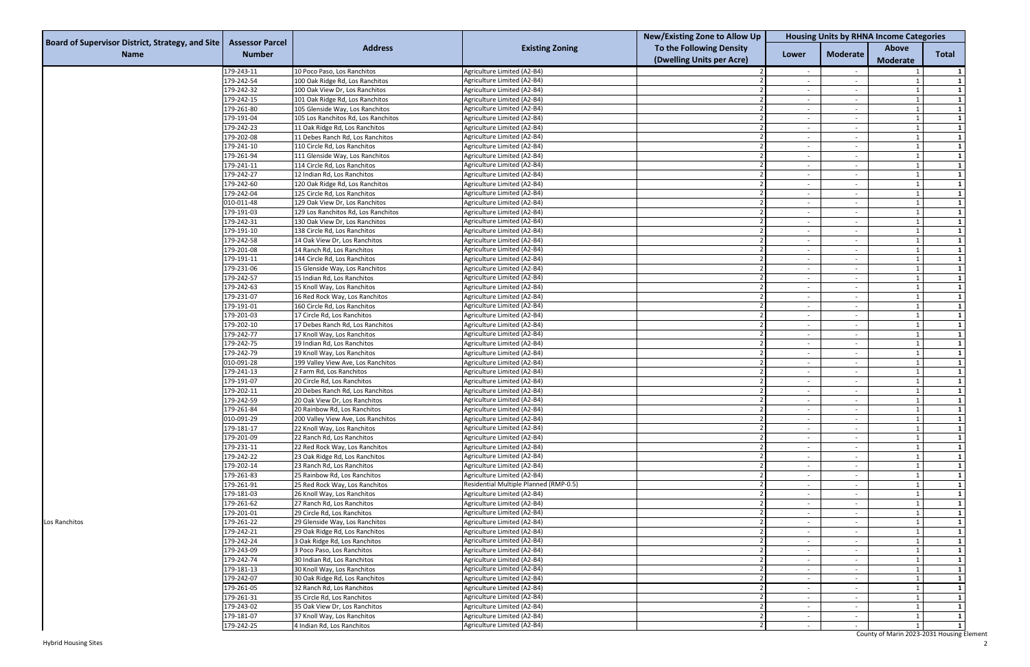| Board of Supervisor District, Strategy, and Site Name | Assessor Parcel Number | Address | Existing Zoning | New/Existing Zone to Allow Up To the Following Density (Dwelling Units per Acre) | Housing Units by RHNA Income Categories | | | |
|---|---|---|---|---|---|---|---|---|
| | | | | | Lower | Moderate | Above Moderate | Total |
| | 179-243-11 | 10 Poco Paso, Los Ranchitos | Agriculture Limited (A2-B4) | 2 | - | - | 1 | 1 |
| | 179-242-54 | 100 Oak Ridge Rd, Los Ranchitos | Agriculture Limited (A2-B4) | 2 | - | - | 1 | 1 |
| | 179-242-32 | 100 Oak View Dr, Los Ranchitos | Agriculture Limited (A2-B4) | 2 | - | - | 1 | 1 |
| | 179-242-15 | 101 Oak Ridge Rd, Los Ranchitos | Agriculture Limited (A2-B4) | 2 | - | - | 1 | 1 |
| | 179-261-80 | 105 Glenside Way, Los Ranchitos | Agriculture Limited (A2-B4) | 2 | - | - | 1 | 1 |
| | 179-191-04 | 105 Los Ranchitos Rd, Los Ranchitos | Agriculture Limited (A2-B4) | 2 | - | - | 1 | 1 |
| | 179-242-23 | 11 Oak Ridge Rd, Los Ranchitos | Agriculture Limited (A2-B4) | 2 | - | - | 1 | 1 |
| | 179-202-08 | 11 Debes Ranch Rd, Los Ranchitos | Agriculture Limited (A2-B4) | 2 | - | - | 1 | 1 |
| | 179-241-10 | 110 Circle Rd, Los Ranchitos | Agriculture Limited (A2-B4) | 2 | - | - | 1 | 1 |
| | 179-261-94 | 111 Glenside Way, Los Ranchitos | Agriculture Limited (A2-B4) | 2 | - | - | 1 | 1 |
| | 179-241-11 | 114 Circle Rd, Los Ranchitos | Agriculture Limited (A2-B4) | 2 | - | - | 1 | 1 |
| | 179-242-27 | 12 Indian Rd, Los Ranchitos | Agriculture Limited (A2-B4) | 2 | - | - | 1 | 1 |
| | 179-242-60 | 120 Oak Ridge Rd, Los Ranchitos | Agriculture Limited (A2-B4) | 2 | - | - | 1 | 1 |
| | 179-242-04 | 125 Circle Rd, Los Ranchitos | Agriculture Limited (A2-B4) | 2 | - | - | 1 | 1 |
| | 010-011-48 | 129 Oak View Dr, Los Ranchitos | Agriculture Limited (A2-B4) | 2 | - | - | 1 | 1 |
| | 179-191-03 | 129 Los Ranchitos Rd, Los Ranchitos | Agriculture Limited (A2-B4) | 2 | - | - | 1 | 1 |
| | 179-242-31 | 130 Oak View Dr, Los Ranchitos | Agriculture Limited (A2-B4) | 2 | - | - | 1 | 1 |
| | 179-191-10 | 138 Circle Rd, Los Ranchitos | Agriculture Limited (A2-B4) | 2 | - | - | 1 | 1 |
| | 179-242-58 | 14 Oak View Dr, Los Ranchitos | Agriculture Limited (A2-B4) | 2 | - | - | 1 | 1 |
| | 179-201-08 | 14 Ranch Rd, Los Ranchitos | Agriculture Limited (A2-B4) | 2 | - | - | 1 | 1 |
| | 179-191-11 | 144 Circle Rd, Los Ranchitos | Agriculture Limited (A2-B4) | 2 | - | - | 1 | 1 |
| | 179-231-06 | 15 Glenside Way, Los Ranchitos | Agriculture Limited (A2-B4) | 2 | - | - | 1 | 1 |
| | 179-242-57 | 15 Indian Rd, Los Ranchitos | Agriculture Limited (A2-B4) | 2 | - | - | 1 | 1 |
| | 179-242-63 | 15 Knoll Way, Los Ranchitos | Agriculture Limited (A2-B4) | 2 | - | - | 1 | 1 |
| | 179-231-07 | 16 Red Rock Way, Los Ranchitos | Agriculture Limited (A2-B4) | 2 | - | - | 1 | 1 |
| | 179-191-01 | 160 Circle Rd, Los Ranchitos | Agriculture Limited (A2-B4) | 2 | - | - | 1 | 1 |
| | 179-201-03 | 17 Circle Rd, Los Ranchitos | Agriculture Limited (A2-B4) | 2 | - | - | 1 | 1 |
| | 179-202-10 | 17 Debes Ranch Rd, Los Ranchitos | Agriculture Limited (A2-B4) | 2 | - | - | 1 | 1 |
| | 179-242-77 | 17 Knoll Way, Los Ranchitos | Agriculture Limited (A2-B4) | 2 | - | - | 1 | 1 |
| | 179-242-75 | 19 Indian Rd, Los Ranchitos | Agriculture Limited (A2-B4) | 2 | - | - | 1 | 1 |
| | 179-242-79 | 19 Knoll Way, Los Ranchitos | Agriculture Limited (A2-B4) | 2 | - | - | 1 | 1 |
| | 010-091-28 | 199 Valley View Ave, Los Ranchitos | Agriculture Limited (A2-B4) | 2 | - | - | 1 | 1 |
| | 179-241-13 | 2 Farm Rd, Los Ranchitos | Agriculture Limited (A2-B4) | 2 | - | - | 1 | 1 |
| | 179-191-07 | 20 Circle Rd, Los Ranchitos | Agriculture Limited (A2-B4) | 2 | - | - | 1 | 1 |
| | 179-202-11 | 20 Debes Ranch Rd, Los Ranchitos | Agriculture Limited (A2-B4) | 2 | - | - | 1 | 1 |
| | 179-242-59 | 20 Oak View Dr, Los Ranchitos | Agriculture Limited (A2-B4) | 2 | - | - | 1 | 1 |
| | 179-261-84 | 20 Rainbow Rd, Los Ranchitos | Agriculture Limited (A2-B4) | 2 | - | - | 1 | 1 |
| | 010-091-29 | 200 Valley View Ave, Los Ranchitos | Agriculture Limited (A2-B4) | 2 | - | - | 1 | 1 |
| | 179-181-17 | 22 Knoll Way, Los Ranchitos | Agriculture Limited (A2-B4) | 2 | - | - | 1 | 1 |
| | 179-201-09 | 22 Ranch Rd, Los Ranchitos | Agriculture Limited (A2-B4) | 2 | - | - | 1 | 1 |
| | 179-231-11 | 22 Red Rock Way, Los Ranchitos | Agriculture Limited (A2-B4) | 2 | - | - | 1 | 1 |
| | 179-242-22 | 23 Oak Ridge Rd, Los Ranchitos | Agriculture Limited (A2-B4) | 2 | - | - | 1 | 1 |
| | 179-202-14 | 23 Ranch Rd, Los Ranchitos | Agriculture Limited (A2-B4) | 2 | - | - | 1 | 1 |
| | 179-261-83 | 25 Rainbow Rd, Los Ranchitos | Agriculture Limited (A2-B4) | 2 | - | - | 1 | 1 |
| | 179-261-91 | 25 Red Rock Way, Los Ranchitos | Residential Multiple Planned (RMP-0.5) | 2 | - | - | 1 | 1 |
| | 179-181-03 | 26 Knoll Way, Los Ranchitos | Agriculture Limited (A2-B4) | 2 | - | - | 1 | 1 |
| | 179-261-62 | 27 Ranch Rd, Los Ranchitos | Agriculture Limited (A2-B4) | 2 | - | - | 1 | 1 |
| | 179-201-01 | 29 Circle Rd, Los Ranchitos | Agriculture Limited (A2-B4) | 2 | - | - | 1 | 1 |
| Los Ranchitos | 179-261-22 | 29 Glenside Way, Los Ranchitos | Agriculture Limited (A2-B4) | 2 | - | - | 1 | 1 |
| | 179-242-21 | 29 Oak Ridge Rd, Los Ranchitos | Agriculture Limited (A2-B4) | 2 | - | - | 1 | 1 |
| | 179-242-24 | 3 Oak Ridge Rd, Los Ranchitos | Agriculture Limited (A2-B4) | 2 | - | - | 1 | 1 |
| | 179-243-09 | 3 Poco Paso, Los Ranchitos | Agriculture Limited (A2-B4) | 2 | - | - | 1 | 1 |
| | 179-242-74 | 30 Indian Rd, Los Ranchitos | Agriculture Limited (A2-B4) | 2 | - | - | 1 | 1 |
| | 179-181-13 | 30 Knoll Way, Los Ranchitos | Agriculture Limited (A2-B4) | 2 | - | - | 1 | 1 |
| | 179-242-07 | 30 Oak Ridge Rd, Los Ranchitos | Agriculture Limited (A2-B4) | 2 | - | - | 1 | 1 |
| | 179-261-05 | 32 Ranch Rd, Los Ranchitos | Agriculture Limited (A2-B4) | 2 | - | - | 1 | 1 |
| | 179-261-31 | 35 Circle Rd, Los Ranchitos | Agriculture Limited (A2-B4) | 2 | - | - | 1 | 1 |
| | 179-243-02 | 35 Oak View Dr, Los Ranchitos | Agriculture Limited (A2-B4) | 2 | - | - | 1 | 1 |
| | 179-181-07 | 37 Knoll Way, Los Ranchitos | Agriculture Limited (A2-B4) | 2 | - | - | 1 | 1 |
| | 179-242-25 | 4 Indian Rd, Los Ranchitos | Agriculture Limited (A2-B4) | 2 | - | - | 1 | 1 |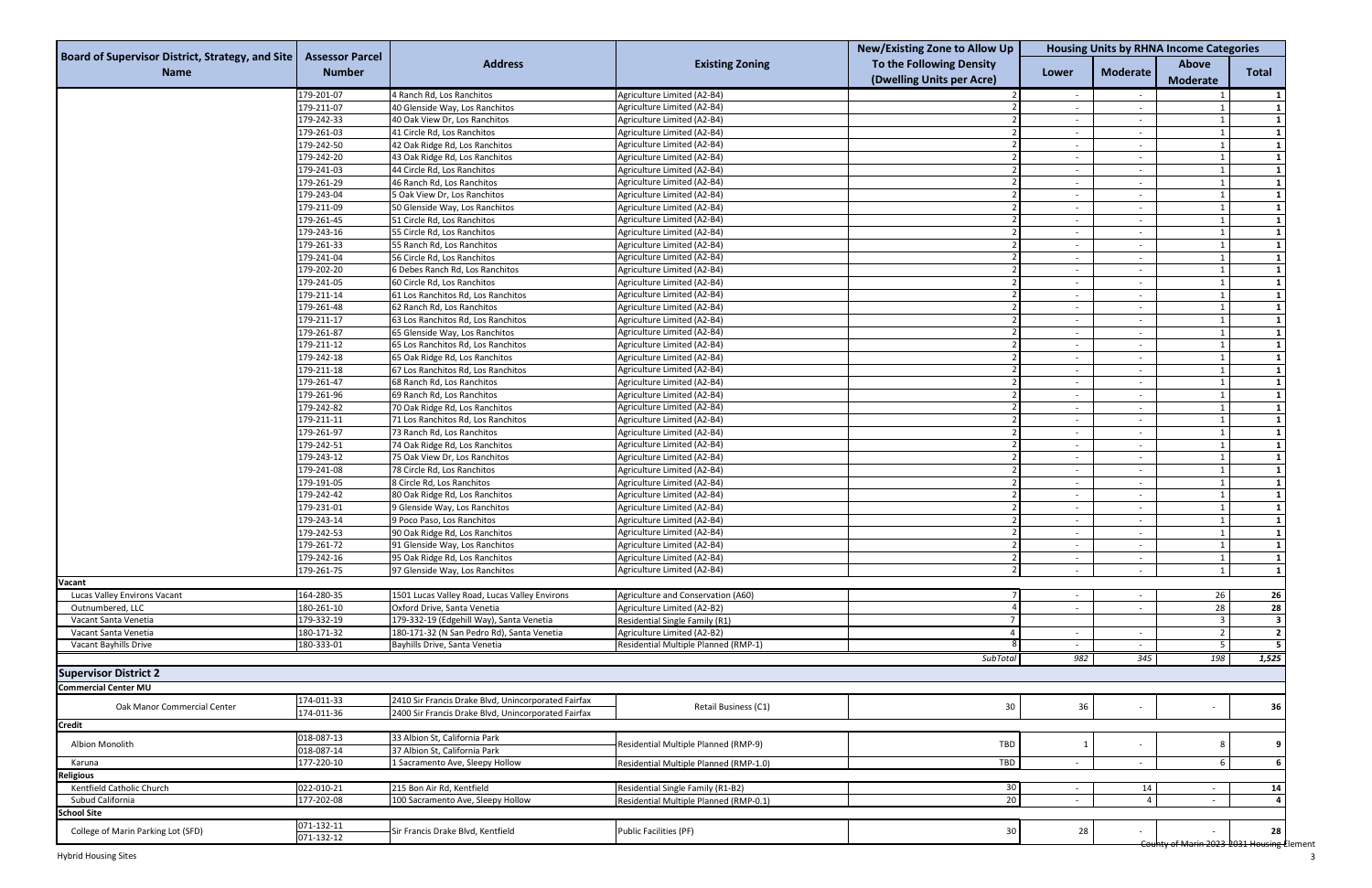| Board of Supervisor District, Strategy, and Site Name | Assessor Parcel Number | Address | Existing Zoning | New/Existing Zone to Allow Up To the Following Density (Dwelling Units per Acre) | Housing Units by RHNA Income Categories | | | |
|---|---|---|---|---|---|---|---|---|
| | | | | | Lower | Moderate | Above Moderate | Total |
| | 179-201-07 | 4 Ranch Rd, Los Ranchitos | Agriculture Limited (A2-B4) | 2 | - | - | 1 | 1 |
| | 179-211-07 | 40 Glenside Way, Los Ranchitos | Agriculture Limited (A2-B4) | 2 | - | - | 1 | 1 |
| | 179-242-33 | 40 Oak View Dr, Los Ranchitos | Agriculture Limited (A2-B4) | 2 | - | - | 1 | 1 |
| | 179-261-03 | 41 Circle Rd, Los Ranchitos | Agriculture Limited (A2-B4) | 2 | - | - | 1 | 1 |
| | 179-242-50 | 42 Oak Ridge Rd, Los Ranchitos | Agriculture Limited (A2-B4) | 2 | - | - | 1 | 1 |
| | 179-242-20 | 43 Oak Ridge Rd, Los Ranchitos | Agriculture Limited (A2-B4) | 2 | - | - | 1 | 1 |
| | 179-241-03 | 44 Circle Rd, Los Ranchitos | Agriculture Limited (A2-B4) | 2 | - | - | 1 | 1 |
| | 179-261-29 | 46 Ranch Rd, Los Ranchitos | Agriculture Limited (A2-B4) | 2 | - | - | 1 | 1 |
| | 179-243-04 | 5 Oak View Dr, Los Ranchitos | Agriculture Limited (A2-B4) | 2 | - | - | 1 | 1 |
| | 179-211-09 | 50 Glenside Way, Los Ranchitos | Agriculture Limited (A2-B4) | 2 | - | - | 1 | 1 |
| | 179-261-45 | 51 Circle Rd, Los Ranchitos | Agriculture Limited (A2-B4) | 2 | - | - | 1 | 1 |
| | 179-243-16 | 55 Circle Rd, Los Ranchitos | Agriculture Limited (A2-B4) | 2 | - | - | 1 | 1 |
| | 179-261-33 | 55 Ranch Rd, Los Ranchitos | Agriculture Limited (A2-B4) | 2 | - | - | 1 | 1 |
| | 179-241-04 | 56 Circle Rd, Los Ranchitos | Agriculture Limited (A2-B4) | 2 | - | - | 1 | 1 |
| | 179-202-20 | 6 Debes Ranch Rd, Los Ranchitos | Agriculture Limited (A2-B4) | 2 | - | - | 1 | 1 |
| | 179-241-05 | 60 Circle Rd, Los Ranchitos | Agriculture Limited (A2-B4) | 2 | - | - | 1 | 1 |
| | 179-211-14 | 61 Los Ranchitos Rd, Los Ranchitos | Agriculture Limited (A2-B4) | 2 | - | - | 1 | 1 |
| | 179-261-48 | 62 Ranch Rd, Los Ranchitos | Agriculture Limited (A2-B4) | 2 | - | - | 1 | 1 |
| | 179-211-17 | 63 Los Ranchitos Rd, Los Ranchitos | Agriculture Limited (A2-B4) | 2 | - | - | 1 | 1 |
| | 179-261-87 | 65 Glenside Way, Los Ranchitos | Agriculture Limited (A2-B4) | 2 | - | - | 1 | 1 |
| | 179-211-12 | 65 Los Ranchitos Rd, Los Ranchitos | Agriculture Limited (A2-B4) | 2 | - | - | 1 | 1 |
| | 179-242-18 | 65 Oak Ridge Rd, Los Ranchitos | Agriculture Limited (A2-B4) | 2 | - | - | 1 | 1 |
| | 179-211-18 | 67 Los Ranchitos Rd, Los Ranchitos | Agriculture Limited (A2-B4) | 2 | - | - | 1 | 1 |
| | 179-261-47 | 68 Ranch Rd, Los Ranchitos | Agriculture Limited (A2-B4) | 2 | - | - | 1 | 1 |
| | 179-261-96 | 69 Ranch Rd, Los Ranchitos | Agriculture Limited (A2-B4) | 2 | - | - | 1 | 1 |
| | 179-242-82 | 70 Oak Ridge Rd, Los Ranchitos | Agriculture Limited (A2-B4) | 2 | - | - | 1 | 1 |
| | 179-211-11 | 71 Los Ranchitos Rd, Los Ranchitos | Agriculture Limited (A2-B4) | 2 | - | - | 1 | 1 |
| | 179-261-97 | 73 Ranch Rd, Los Ranchitos | Agriculture Limited (A2-B4) | 2 | - | - | 1 | 1 |
| | 179-242-51 | 74 Oak Ridge Rd, Los Ranchitos | Agriculture Limited (A2-B4) | 2 | - | - | 1 | 1 |
| | 179-243-12 | 75 Oak View Dr, Los Ranchitos | Agriculture Limited (A2-B4) | 2 | - | - | 1 | 1 |
| | 179-241-08 | 78 Circle Rd, Los Ranchitos | Agriculture Limited (A2-B4) | 2 | - | - | 1 | 1 |
| | 179-191-05 | 8 Circle Rd, Los Ranchitos | Agriculture Limited (A2-B4) | 2 | - | - | 1 | 1 |
| | 179-242-42 | 80 Oak Ridge Rd, Los Ranchitos | Agriculture Limited (A2-B4) | 2 | - | - | 1 | 1 |
| | 179-231-01 | 9 Glenside Way, Los Ranchitos | Agriculture Limited (A2-B4) | 2 | - | - | 1 | 1 |
| | 179-243-14 | 9 Poco Paso, Los Ranchitos | Agriculture Limited (A2-B4) | 2 | - | - | 1 | 1 |
| | 179-242-53 | 90 Oak Ridge Rd, Los Ranchitos | Agriculture Limited (A2-B4) | 2 | - | - | 1 | 1 |
| | 179-261-72 | 91 Glenside Way, Los Ranchitos | Agriculture Limited (A2-B4) | 2 | - | - | 1 | 1 |
| | 179-242-16 | 95 Oak Ridge Rd, Los Ranchitos | Agriculture Limited (A2-B4) | 2 | - | - | 1 | 1 |
| | 179-261-75 | 97 Glenside Way, Los Ranchitos | Agriculture Limited (A2-B4) | 2 | - | - | 1 | 1 |
| **Vacant** | | | | | | | | |
| Lucas Valley Environs Vacant | 164-280-35 | 1501 Lucas Valley Road, Lucas Valley Environs | Agriculture and Conservation (A60) | 7 | - | - | 26 | 26 |
| Outnumbered, LLC | 180-261-10 | Oxford Drive, Santa Venetia | Agriculture Limited (A2-B2) | 4 | - | - | 28 | 28 |
| Vacant Santa Venetia | 179-332-19 | 179-332-19 (Edgehill Way), Santa Venetia | Residential Single Family (R1) | 7 | | | 3 | 3 |
| Vacant Santa Venetia | 180-171-32 | 180-171-32 (N San Pedro Rd), Santa Venetia | Agriculture Limited (A2-B2) | 4 | - | - | 2 | 2 |
| Vacant Bayhills Drive | 180-333-01 | Bayhills Drive, Santa Venetia | Residential Multiple Planned (RMP-1) | 8 | - | - | 5 | 5 |
| | | | | *SubTotal* | *982* | *345* | *198* | *1,525* |
| **Supervisor District 2** | | | | | | | | |
| **Commercial Center MU** | | | | | | | | |
| Oak Manor Commercial Center | 174-011-33<br>174-011-36 | 2410 Sir Francis Drake Blvd, Unincorporated Fairfax<br>2400 Sir Francis Drake Blvd, Unincorporated Fairfax | Retail Business (C1) | 30 | 36 | - | - | 36 |
| **Credit** | | | | | | | | |
| Albion Monolith | 018-087-13<br>018-087-14 | 33 Albion St, California Park<br>37 Albion St, California Park | Residential Multiple Planned (RMP-9) | TBD | 1 | - | 8 | 9 |
| Karuna | 177-220-10 | 1 Sacramento Ave, Sleepy Hollow | Residential Multiple Planned (RMP-1.0) | TBD | - | - | 6 | 6 |
| **Religious** | | | | | | | | |
| Kentfield Catholic Church | 022-010-21 | 215 Bon Air Rd, Kentfield | Residential Single Family (R1-B2) | 30 | - | 14 | - | 14 |
| Subud California | 177-202-08 | 100 Sacramento Ave, Sleepy Hollow | Residential Multiple Planned (RMP-0.1) | 20 | - | 4 | - | 4 |
| **School Site** | | | | | | | | |
| College of Marin Parking Lot (SFD) | 071-132-11<br>071-132-12 | Sir Francis Drake Blvd, Kentfield | Public Facilities (PF) | 30 | 28 | - | - | 28 |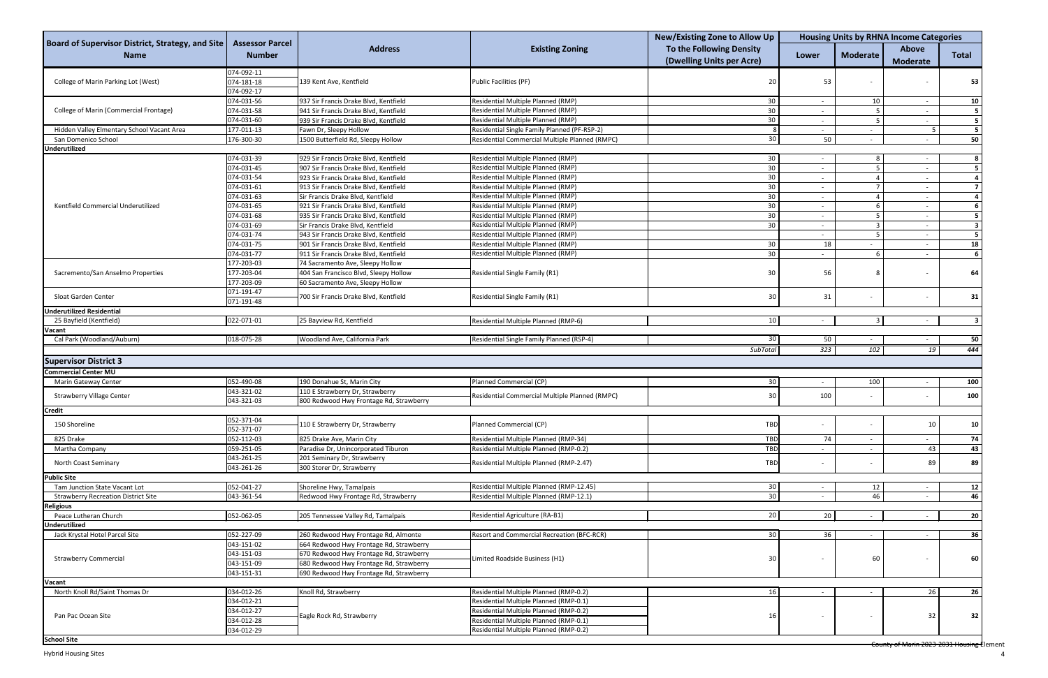| Board of Supervisor District, Strategy, and Site Name | Assessor Parcel Number | Address | Existing Zoning | New/Existing Zone to Allow Up To the Following Density (Dwelling Units per Acre) | Housing Units by RHNA Income Categories | | | |
|---|---|---|---|---|---|---|---|---|
| | | | | | Lower | Moderate | Above Moderate | Total |
| College of Marin Parking Lot (West) | 074-092-11<br>074-181-18<br>074-092-17 | 139 Kent Ave, Kentfield | Public Facilities (PF) | 20 | 53 | - | - | 53 |
| College of Marin (Commercial Frontage) | 074-031-56 | 937 Sir Francis Drake Blvd, Kentfield | Residential Multiple Planned (RMP) | 30 | - | 10 | - | 10 |
| | 074-031-58 | 941 Sir Francis Drake Blvd, Kentfield | Residential Multiple Planned (RMP) | 30 | - | 5 | - | 5 |
| | 074-031-60 | 939 Sir Francis Drake Blvd, Kentfield | Residential Multiple Planned (RMP) | 30 | - | 5 | - | 5 |
| Hidden Valley Elmentary School Vacant Area | 177-011-13 | Fawn Dr, Sleepy Hollow | Residential Single Family Planned (PF-RSP-2) | 8 | - | - | 5 | 5 |
| San Domenico School | 176-300-30 | 1500 Butterfield Rd, Sleepy Hollow | Residential Commercial Multiple Planned (RMPC) | 30 | 50 | - | - | 50 |
| **Underutilized** | | | | | | | | |
| Kentfield Commercial Underutilized | 074-031-39 | 929 Sir Francis Drake Blvd, Kentfield | Residential Multiple Planned (RMP) | 30 | - | 8 | - | 8 |
| | 074-031-45 | 907 Sir Francis Drake Blvd, Kentfield | Residential Multiple Planned (RMP) | 30 | - | 5 | - | 5 |
| | 074-031-54 | 923 Sir Francis Drake Blvd, Kentfield | Residential Multiple Planned (RMP) | 30 | - | 4 | - | 4 |
| | 074-031-61 | 913 Sir Francis Drake Blvd, Kentfield | Residential Multiple Planned (RMP) | 30 | - | 7 | - | 7 |
| | 074-031-63 | Sir Francis Drake Blvd, Kentfield | Residential Multiple Planned (RMP) | 30 | - | 4 | - | 4 |
| | 074-031-65 | 921 Sir Francis Drake Blvd, Kentfield | Residential Multiple Planned (RMP) | 30 | - | 6 | - | 6 |
| | 074-031-68 | 935 Sir Francis Drake Blvd, Kentfield | Residential Multiple Planned (RMP) | 30 | - | 5 | - | 5 |
| | 074-031-69 | Sir Francis Drake Blvd, Kentfield | Residential Multiple Planned (RMP) | 30 | - | 3 | - | 3 |
| | 074-031-74 | 943 Sir Francis Drake Blvd, Kentfield | Residential Multiple Planned (RMP) | | - | 5 | - | 5 |
| | 074-031-75 | 901 Sir Francis Drake Blvd, Kentfield | Residential Multiple Planned (RMP) | 30 | 18 | - | - | 18 |
| | 074-031-77 | 911 Sir Francis Drake Blvd, Kentfield | Residential Multiple Planned (RMP) | 30 | - | 6 | - | 6 |
| Sacremento/San Anselmo Properties | 177-203-03<br>177-203-04<br>177-203-09 | 74 Sacramento Ave, Sleepy Hollow<br>404 San Francisco Blvd, Sleepy Hollow<br>60 Sacramento Ave, Sleepy Hollow | Residential Single Family (R1) | 30 | 56 | 8 | - | 64 |
| Sloat Garden Center | 071-191-47<br>071-191-48 | 700 Sir Francis Drake Blvd, Kentfield | Residential Single Family (R1) | 30 | 31 | - | - | 31 |
| **Underutilized Residential** | | | | | | | | |
| 25 Bayfield (Kentfield) | 022-071-01 | 25 Bayview Rd, Kentfield | Residential Multiple Planned (RMP-6) | 10 | - | 3 | - | 3 |
| **Vacant** | | | | | | | | |
| Cal Park (Woodland/Auburn) | 018-075-28 | Woodland Ave, California Park | Residential Single Family Planned (RSP-4) | 30 | 50 | - | - | 50 |
| | | | | *SubTotal* | *323* | *102* | *19* | *444* |
| **Supervisor District 3** | | | | | | | | |
| **Commercial Center MU** | | | | | | | | |
| Marin Gateway Center | 052-490-08 | 190 Donahue St, Marin City | Planned Commercial (CP) | 30 | - | 100 | - | 100 |
| Strawberry Village Center | 043-321-02<br>043-321-03 | 110 E Strawberry Dr, Strawberry<br>800 Redwood Hwy Frontage Rd, Strawberry | Residential Commercial Multiple Planned (RMPC) | 30 | 100 | - | - | 100 |
| **Credit** | | | | | | | | |
| 150 Shoreline | 052-371-04<br>052-371-07 | 110 E Strawberry Dr, Strawberry | Planned Commercial (CP) | TBD | - | - | 10 | 10 |
| 825 Drake | 052-112-03 | 825 Drake Ave, Marin City | Residential Multiple Planned (RMP-34) | TBD | 74 | - | - | 74 |
| Martha Company | 059-251-05 | Paradise Dr, Unincorporated Tiburon | Residential Multiple Planned (RMP-0.2) | TBD | - | - | 43 | 43 |
| North Coast Seminary | 043-261-25<br>043-261-26 | 201 Seminary Dr, Strawberry<br>300 Storer Dr, Strawberry | Residential Multiple Planned (RMP-2.47) | TBD | - | - | 89 | 89 |
| **Public Site** | | | | | | | | |
| Tam Junction State Vacant Lot | 052-041-27 | Shoreline Hwy, Tamalpais | Residential Multiple Planned (RMP-12.45) | 30 | - | 12 | - | 12 |
| Strawberry Recreation District Site | 043-361-54 | Redwood Hwy Frontage Rd, Strawberry | Residential Multiple Planned (RMP-12.1) | 30 | - | 46 | - | 46 |
| **Religious** | | | | | | | | |
| Peace Lutheran Church | 052-062-05 | 205 Tennessee Valley Rd, Tamalpais | Residential Agriculture (RA-B1) | 20 | 20 | - | - | 20 |
| **Underutilized** | | | | | | | | |
| Jack Krystal Hotel Parcel Site | 052-227-09 | 260 Redwood Hwy Frontage Rd, Almonte | Resort and Commercial Recreation (BFC-RCR) | 30 | 36 | - | - | 36 |
| Strawberry Commercial | 043-151-02<br>043-151-03<br>043-151-09<br>043-151-31 | 664 Redwood Hwy Frontage Rd, Strawberry<br>670 Redwood Hwy Frontage Rd, Strawberry<br>680 Redwood Hwy Frontage Rd, Strawberry<br>690 Redwood Hwy Frontage Rd, Strawberry | Limited Roadside Business (H1) | 30 | - | 60 | - | 60 |
| **Vacant** | | | | | | | | |
| North Knoll Rd/Saint Thomas Dr | 034-012-26 | Knoll Rd, Strawberry | Residential Multiple Planned (RMP-0.2) | 16 | - | - | 26 | 26 |
| Pan Pac Ocean Site | 034-012-21<br>034-012-27<br>034-012-28<br>034-012-29 | Eagle Rock Rd, Strawberry | Residential Multiple Planned (RMP-0.1)<br>Residential Multiple Planned (RMP-0.2)<br>Residential Multiple Planned (RMP-0.1)<br>Residential Multiple Planned (RMP-0.2) | 16 | - | - | 32 | 32 |
| **School Site** | | | | | | | | |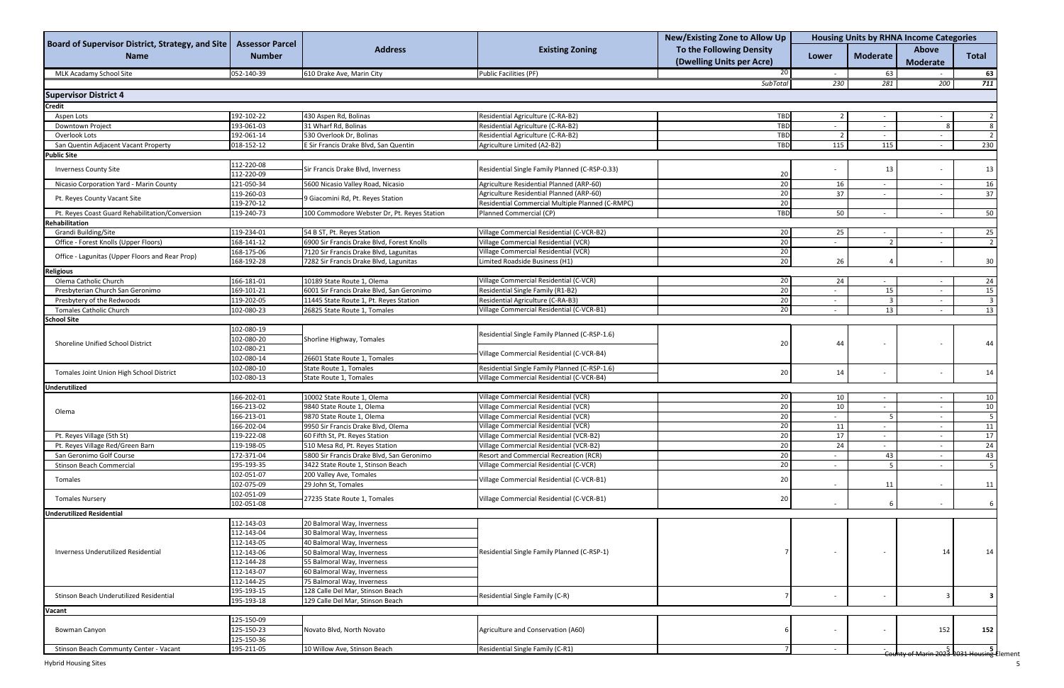| Board of Supervisor District, Strategy, and Site Name | Assessor Parcel Number | Address | Existing Zoning | New/Existing Zone to Allow Up To the Following Density (Dwelling Units per Acre) | Housing Units by RHNA Income Categories | | | |
|---|---|---|---|---|---|---|---|---|
| | | | | | Lower | Moderate | Above Moderate | Total |
| MLK Acadamy School Site | 052-140-39 | 610 Drake Ave, Marin City | Public Facilities (PF) | 20 | - | 63 | - | **63** |
| | | | | *SubTotal* | *230* | *281* | *200* | ***711*** |
| **Supervisor District 4** | | | | | | | | |
| **Credit** | | | | | | | | |
| Aspen Lots | 192-102-22 | 430 Aspen Rd, Bolinas | Residential Agriculture (C-RA-B2) | TBD | 2 | - | - | 2 |
| Downtown Project | 193-061-03 | 31 Wharf Rd, Bolinas | Residential Agriculture (C-RA-B2) | TBD | - | - | 8 | 8 |
| Overlook Lots | 192-061-14 | 530 Overlook Dr, Bolinas | Residential Agriculture (C-RA-B2) | TBD | 2 | - | - | 2 |
| San Quentin Adjacent Vacant Property | 018-152-12 | E Sir Francis Drake Blvd, San Quentin | Agriculture Limited (A2-B2) | TBD | 115 | 115 | - | 230 |
| **Public Site** | | | | | | | | |
| Inverness County Site | 112-220-08<br>112-220-09 | Sir Francis Drake Blvd, Inverness | Residential Single Family Planned (C-RSP-0.33) | 20 | - | 13 | - | 13 |
| Nicasio Corporation Yard - Marin County | 121-050-34 | 5600 Nicasio Valley Road, Nicasio | Agriculture Residential Planned (ARP-60) | 20 | 16 | - | - | 16 |
| Pt. Reyes County Vacant Site | 119-260-03 | 9 Giacomini Rd, Pt. Reyes Station | Agriculture Residential Planned (ARP-60) | 20 | 37 | - | - | 37 |
| | 119-270-12 | | Residential Commercial Multiple Planned (C-RMPC) | 20 | | | | |
| Pt. Reyes Coast Guard Rehabilitation/Conversion | 119-240-73 | 100 Commodore Webster Dr, Pt. Reyes Station | Planned Commercial (CP) | TBD | 50 | - | - | 50 |
| **Rehabilitation** | | | | | | | | |
| Grandi Building/Site | 119-234-01 | 54 B ST, Pt. Reyes Station | Village Commercial Residential (C-VCR-B2) | 20 | 25 | - | - | 25 |
| Office - Forest Knolls (Upper Floors) | 168-141-12 | 6900 Sir Francis Drake Blvd, Forest Knolls | Village Commercial Residential (VCR) | 20 | - | 2 | - | 2 |
| Office - Lagunitas (Upper Floors and Rear Prop) | 168-175-06 | 7120 Sir Francis Drake Blvd, Lagunitas | Village Commercial Residential (VCR) | 20 | 26 | 4 | - | 30 |
| | 168-192-28 | 7282 Sir Francis Drake Blvd, Lagunitas | Limited Roadside Business (H1) | 20 | | | | |
| **Religious** | | | | | | | | |
| Olema Catholic Church | 166-181-01 | 10189 State Route 1, Olema | Village Commercial Residential (C-VCR) | 20 | 24 | - | - | 24 |
| Presbyterian Church San Geronimo | 169-101-21 | 6001 Sir Francis Drake Blvd, San Geronimo | Residential Single Family (R1-B2) | 20 | - | 15 | - | 15 |
| Presbytery of the Redwoods | 119-202-05 | 11445 State Route 1, Pt. Reyes Station | Residential Agriculture (C-RA-B3) | 20 | - | 3 | - | 3 |
| Tomales Catholic Church | 102-080-23 | 26825 State Route 1, Tomales | Village Commercial Residential (C-VCR-B1) | 20 | - | 13 | - | 13 |
| **School Site** | | | | | | | | |
| Shoreline Unified School District | 102-080-19<br>102-080-20 | Shorline Highway, Tomales | Residential Single Family Planned (C-RSP-1.6) | 20 | 44 | - | - | 44 |
| | 102-080-21<br>102-080-14 | 26601 State Route 1, Tomales | Village Commercial Residential (C-VCR-B4) | | | | | |
| Tomales Joint Union High School District | 102-080-10 | State Route 1, Tomales | Residential Single Family Planned (C-RSP-1.6) | 20 | 14 | - | - | 14 |
| | 102-080-13 | State Route 1, Tomales | Village Commercial Residential (C-VCR-B4) | | | | | |
| **Underutilized** | | | | | | | | |
| Olema | 166-202-01 | 10002 State Route 1, Olema | Village Commercial Residential (VCR) | 20 | 10 | - | - | 10 |
| | 166-213-02 | 9840 State Route 1, Olema | Village Commercial Residential (VCR) | 20 | 10 | - | - | 10 |
| | 166-213-01 | 9870 State Route 1, Olema | Village Commercial Residential (VCR) | 20 | - | 5 | - | 5 |
| | 166-202-04 | 9950 Sir Francis Drake Blvd, Olema | Village Commercial Residential (VCR) | 20 | 11 | - | - | 11 |
| Pt. Reyes Village (5th St) | 119-222-08 | 60 Fifth St, Pt. Reyes Station | Village Commercial Residential (VCR-B2) | 20 | 17 | - | - | 17 |
| Pt. Reyes Village Red/Green Barn | 119-198-05 | 510 Mesa Rd, Pt. Reyes Station | Village Commercial Residential (VCR-B2) | 20 | 24 | - | - | 24 |
| San Geronimo Golf Course | 172-371-04 | 5800 Sir Francis Drake Blvd, San Geronimo | Resort and Commercial Recreation (RCR) | 20 | - | 43 | - | 43 |
| Stinson Beach Commercial | 195-193-35 | 3422 State Route 1, Stinson Beach | Village Commercial Residential (C-VCR) | 20 | - | 5 | - | 5 |
| Tomales | 102-051-07<br>102-075-09 | 200 Valley Ave, Tomales<br>29 John St, Tomales | Village Commercial Residential (C-VCR-B1) | 20 | - | 11 | - | 11 |
| Tomales Nursery | 102-051-09<br>102-051-08 | 27235 State Route 1, Tomales | Village Commercial Residential (C-VCR-B1) | 20 | - | 6 | - | 6 |
| **Underutilized Residential** | | | | | | | | |
| Inverness Underutilized Residential | 112-143-03<br>112-143-04<br>112-143-05<br>112-143-06<br>112-144-28<br>112-143-07<br>112-144-25 | 20 Balmoral Way, Inverness<br>30 Balmoral Way, Inverness<br>40 Balmoral Way, Inverness<br>50 Balmoral Way, Inverness<br>55 Balmoral Way, Inverness<br>60 Balmoral Way, Inverness<br>75 Balmoral Way, Inverness | Residential Single Family Planned (C-RSP-1) | 7 | - | - | 14 | 14 |
| Stinson Beach Underutilized Residential | 195-193-15<br>195-193-18 | 128 Calle Del Mar, Stinson Beach<br>129 Calle Del Mar, Stinson Beach | Residential Single Family (C-R) | 7 | - | - | 3 | **3** |
| **Vacant** | | | | | | | | |
| Bowman Canyon | 125-150-09<br>125-150-23<br>125-150-36 | Novato Blvd, North Novato | Agriculture and Conservation (A60) | 6 | - | - | 152 | **152** |
| Stinson Beach Communty Center - Vacant | 195-211-05 | 10 Willow Ave, Stinson Beach | Residential Single Family (C-R1) | 7 | - | - | 5 | **5** |

Hybrid Housing Sites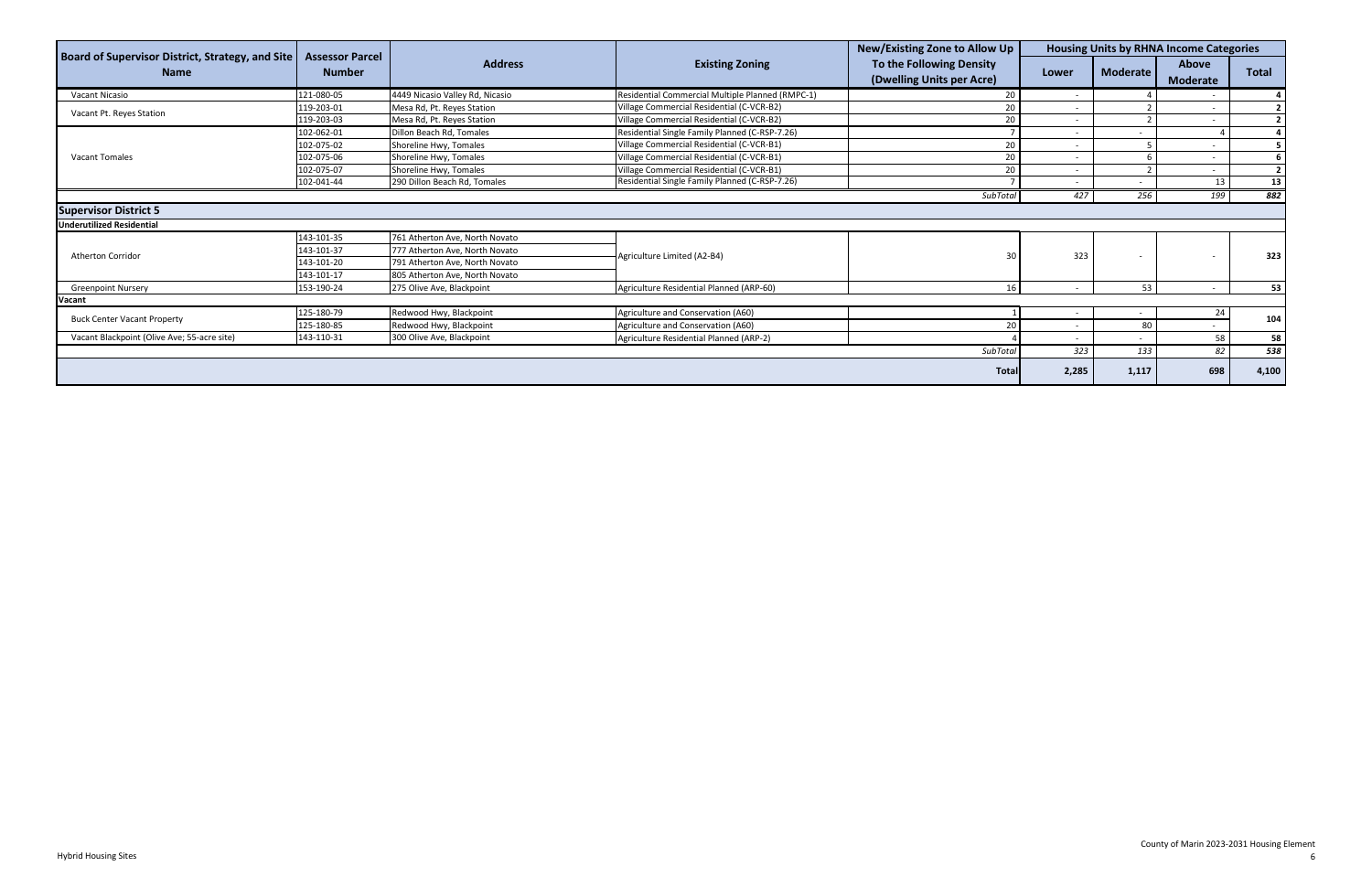| Board of Supervisor District, Strategy, and Site Name | Assessor Parcel Number | Address | Existing Zoning | New/Existing Zone to Allow Up To the Following Density (Dwelling Units per Acre) | Housing Units by RHNA Income Categories | | | |
|---|---|---|---|---|---|---|---|---|
| | | | | | Lower | Moderate | Above Moderate | Total |
| Vacant Nicasio | 121-080-05 | 4449 Nicasio Valley Rd, Nicasio | Residential Commercial Multiple Planned (RMPC-1) | 20 | - | 4 | - | 4 |
| Vacant Pt. Reyes Station | 119-203-01 | Mesa Rd, Pt. Reyes Station | Village Commercial Residential (C-VCR-B2) | 20 | - | 2 | - | 2 |
| | 119-203-03 | Mesa Rd, Pt. Reyes Station | Village Commercial Residential (C-VCR-B2) | 20 | - | 2 | - | 2 |
| Vacant Tomales | 102-062-01 | Dillon Beach Rd, Tomales | Residential Single Family Planned (C-RSP-7.26) | 7 | - | - | 4 | 4 |
| | 102-075-02 | Shoreline Hwy, Tomales | Village Commercial Residential (C-VCR-B1) | 20 | - | 5 | - | 5 |
| | 102-075-06 | Shoreline Hwy, Tomales | Village Commercial Residential (C-VCR-B1) | 20 | - | 6 | - | 6 |
| | 102-075-07 | Shoreline Hwy, Tomales | Village Commercial Residential (C-VCR-B1) | 20 | - | 2 | - | 2 |
| | 102-041-44 | 290 Dillon Beach Rd, Tomales | Residential Single Family Planned (C-RSP-7.26) | 7 | - | - | 13 | 13 |
| | | | | *SubTotal* | *427* | *256* | *199* | ***882*** |
| **Supervisor District 5** | | | | | | | | |
| **Underutilized Residential** | | | | | | | | |
| Atherton Corridor | 143-101-35 | 761 Atherton Ave, North Novato | Agriculture Limited (A2-B4) | 30 | 323 | - | - | 323 |
| | 143-101-37 | 777 Atherton Ave, North Novato | | | | | | |
| | 143-101-20 | 791 Atherton Ave, North Novato | | | | | | |
| | 143-101-17 | 805 Atherton Ave, North Novato | | | | | | |
| Greenpoint Nursery | 153-190-24 | 275 Olive Ave, Blackpoint | Agriculture Residential Planned (ARP-60) | 16 | - | 53 | - | 53 |
| **Vacant** | | | | | | | | |
| Buck Center Vacant Property | 125-180-79 | Redwood Hwy, Blackpoint | Agriculture and Conservation (A60) | 1 | - | - | 24 | 104 |
| | 125-180-85 | Redwood Hwy, Blackpoint | Agriculture and Conservation (A60) | 20 | - | 80 | - | |
| Vacant Blackpoint (Olive Ave; 55-acre site) | 143-110-31 | 300 Olive Ave, Blackpoint | Agriculture Residential Planned (ARP-2) | 4 | - | - | 58 | 58 |
| | | | | *SubTotal* | *323* | *133* | *82* | ***538*** |
| | | | | **Total** | **2,285** | **1,117** | **698** | **4,100** |

Hybrid Housing Sites

County of Marin 2023-2031 Housing Element